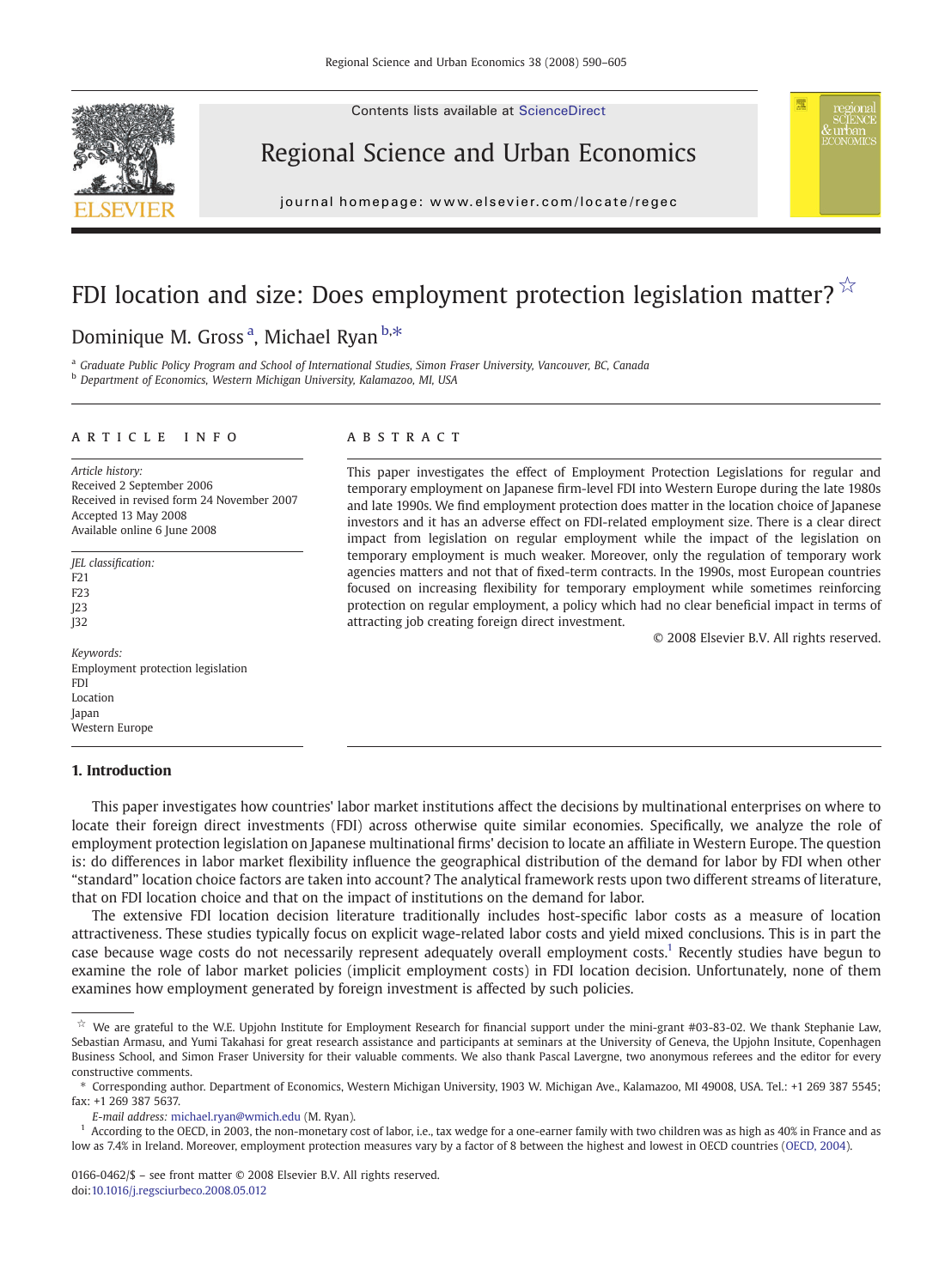# FDI location and size: Does employment protection legislation matter? ☆

Dominique M. Gross [a], Michael Ryan [b,*]

[a] Graduate Public Policy Program and School of International Studies, Simon Fraser University, Vancouver, BC, Canada

[b] Department of Economics, Western Michigan University, Kalamazoo, MI, USA

## ARTICLE INFO

*Article history:*
Received 2 September 2006
Received in revised form 24 November 2007
Accepted 13 May 2008
Available online 6 June 2008

*JEL classification:*
F21
F23
J23
J32

*Keywords:*
Employment protection legislation
FDI
Location
Japan
Western Europe

## ABSTRACT

This paper investigates the effect of Employment Protection Legislations for regular and temporary employment on Japanese firm-level FDI into Western Europe during the late 1980s and late 1990s. We find employment protection does matter in the location choice of Japanese investors and it has an adverse effect on FDI-related employment size. There is a clear direct impact from legislation on regular employment while the impact of the legislation on temporary employment is much weaker. Moreover, only the regulation of temporary work agencies matters and not that of fixed-term contracts. In the 1990s, most European countries focused on increasing flexibility for temporary employment while sometimes reinforcing protection on regular employment, a policy which had no clear beneficial impact in terms of attracting job creating foreign direct investment.

© 2008 Elsevier B.V. All rights reserved.

## 1. Introduction

This paper investigates how countries' labor market institutions affect the decisions by multinational enterprises on where to locate their foreign direct investments (FDI) across otherwise quite similar economies. Specifically, we analyze the role of employment protection legislation on Japanese multinational firms' decision to locate an affiliate in Western Europe. The question is: do differences in labor market flexibility influence the geographical distribution of the demand for labor by FDI when other "standard" location choice factors are taken into account? The analytical framework rests upon two different streams of literature, that on FDI location choice and that on the impact of institutions on the demand for labor.

The extensive FDI location decision literature traditionally includes host-specific labor costs as a measure of location attractiveness. These studies typically focus on explicit wage-related labor costs and yield mixed conclusions. This is in part the case because wage costs do not necessarily represent adequately overall employment costs.[1] Recently studies have begun to examine the role of labor market policies (implicit employment costs) in FDI location decision. Unfortunately, none of them examines how employment generated by foreign investment is affected by such policies.

☆ We are grateful to the W.E. Upjohn Institute for Employment Research for financial support under the mini-grant #03-83-02. We thank Stephanie Law, Sebastian Armasu, and Yumi Takahasi for great research assistance and participants at seminars at the University of Geneva, the Upjohn Insitute, Copenhagen Business School, and Simon Fraser University for their valuable comments. We also thank Pascal Lavergne, two anonymous referees and the editor for every constructive comments.

\* Corresponding author. Department of Economics, Western Michigan University, 1903 W. Michigan Ave., Kalamazoo, MI 49008, USA. Tel.: +1 269 387 5545; fax: +1 269 387 5637.

*E-mail address:* michael.ryan@wmich.edu (M. Ryan).

[1] According to the OECD, in 2003, the non-monetary cost of labor, i.e., tax wedge for a one-earner family with two children was as high as 40% in France and as low as 7.4% in Ireland. Moreover, employment protection measures vary by a factor of 8 between the highest and lowest in OECD countries (OECD, 2004).

0166-0462/$ – see front matter © 2008 Elsevier B.V. All rights reserved.
doi:10.1016/j.regsciurbeco.2008.05.012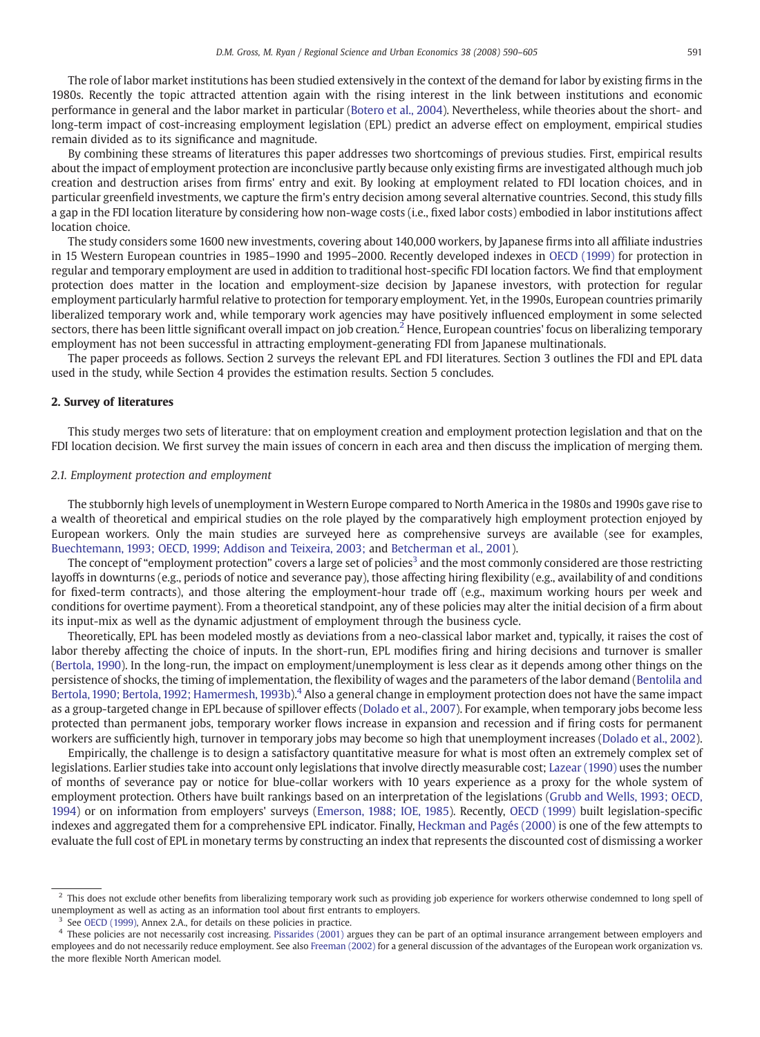The role of labor market institutions has been studied extensively in the context of the demand for labor by existing firms in the 1980s. Recently the topic attracted attention again with the rising interest in the link between institutions and economic performance in general and the labor market in particular (Botero et al., 2004). Nevertheless, while theories about the short- and long-term impact of cost-increasing employment legislation (EPL) predict an adverse effect on employment, empirical studies remain divided as to its significance and magnitude.

By combining these streams of literatures this paper addresses two shortcomings of previous studies. First, empirical results about the impact of employment protection are inconclusive partly because only existing firms are investigated although much job creation and destruction arises from firms' entry and exit. By looking at employment related to FDI location choices, and in particular greenfield investments, we capture the firm's entry decision among several alternative countries. Second, this study fills a gap in the FDI location literature by considering how non-wage costs (i.e., fixed labor costs) embodied in labor institutions affect location choice.

The study considers some 1600 new investments, covering about 140,000 workers, by Japanese firms into all affiliate industries in 15 Western European countries in 1985–1990 and 1995–2000. Recently developed indexes in OECD (1999) for protection in regular and temporary employment are used in addition to traditional host-specific FDI location factors. We find that employment protection does matter in the location and employment-size decision by Japanese investors, with protection for regular employment particularly harmful relative to protection for temporary employment. Yet, in the 1990s, European countries primarily liberalized temporary work and, while temporary work agencies may have positively influenced employment in some selected sectors, there has been little significant overall impact on job creation.[2] Hence, European countries' focus on liberalizing temporary employment has not been successful in attracting employment-generating FDI from Japanese multinationals.

The paper proceeds as follows. Section 2 surveys the relevant EPL and FDI literatures. Section 3 outlines the FDI and EPL data used in the study, while Section 4 provides the estimation results. Section 5 concludes.

## 2. Survey of literatures

This study merges two sets of literature: that on employment creation and employment protection legislation and that on the FDI location decision. We first survey the main issues of concern in each area and then discuss the implication of merging them.

### 2.1. Employment protection and employment

The stubbornly high levels of unemployment in Western Europe compared to North America in the 1980s and 1990s gave rise to a wealth of theoretical and empirical studies on the role played by the comparatively high employment protection enjoyed by European workers. Only the main studies are surveyed here as comprehensive surveys are available (see for examples, Buechtemann, 1993; OECD, 1999; Addison and Teixeira, 2003; and Betcherman et al., 2001).

The concept of "employment protection" covers a large set of policies[3] and the most commonly considered are those restricting layoffs in downturns (e.g., periods of notice and severance pay), those affecting hiring flexibility (e.g., availability of and conditions for fixed-term contracts), and those altering the employment-hour trade off (e.g., maximum working hours per week and conditions for overtime payment). From a theoretical standpoint, any of these policies may alter the initial decision of a firm about its input-mix as well as the dynamic adjustment of employment through the business cycle.

Theoretically, EPL has been modeled mostly as deviations from a neo-classical labor market and, typically, it raises the cost of labor thereby affecting the choice of inputs. In the short-run, EPL modifies firing and hiring decisions and turnover is smaller (Bertola, 1990). In the long-run, the impact on employment/unemployment is less clear as it depends among other things on the persistence of shocks, the timing of implementation, the flexibility of wages and the parameters of the labor demand (Bentolila and Bertola, 1990; Bertola, 1992; Hamermesh, 1993b).[4] Also a general change in employment protection does not have the same impact as a group-targeted change in EPL because of spillover effects (Dolado et al., 2007). For example, when temporary jobs become less protected than permanent jobs, temporary worker flows increase in expansion and recession and if firing costs for permanent workers are sufficiently high, turnover in temporary jobs may become so high that unemployment increases (Dolado et al., 2002).

Empirically, the challenge is to design a satisfactory quantitative measure for what is most often an extremely complex set of legislations. Earlier studies take into account only legislations that involve directly measurable cost; Lazear (1990) uses the number of months of severance pay or notice for blue-collar workers with 10 years experience as a proxy for the whole system of employment protection. Others have built rankings based on an interpretation of the legislations (Grubb and Wells, 1993; OECD, 1994) or on information from employers' surveys (Emerson, 1988; IOE, 1985). Recently, OECD (1999) built legislation-specific indexes and aggregated them for a comprehensive EPL indicator. Finally, Heckman and Pagés (2000) is one of the few attempts to evaluate the full cost of EPL in monetary terms by constructing an index that represents the discounted cost of dismissing a worker

---

[2] This does not exclude other benefits from liberalizing temporary work such as providing job experience for workers otherwise condemned to long spell of unemployment as well as acting as an information tool about first entrants to employers.

[3] See OECD (1999), Annex 2.A., for details on these policies in practice.

[4] These policies are not necessarily cost increasing. Pissarides (2001) argues they can be part of an optimal insurance arrangement between employers and employees and do not necessarily reduce employment. See also Freeman (2002) for a general discussion of the advantages of the European work organization vs. the more flexible North American model.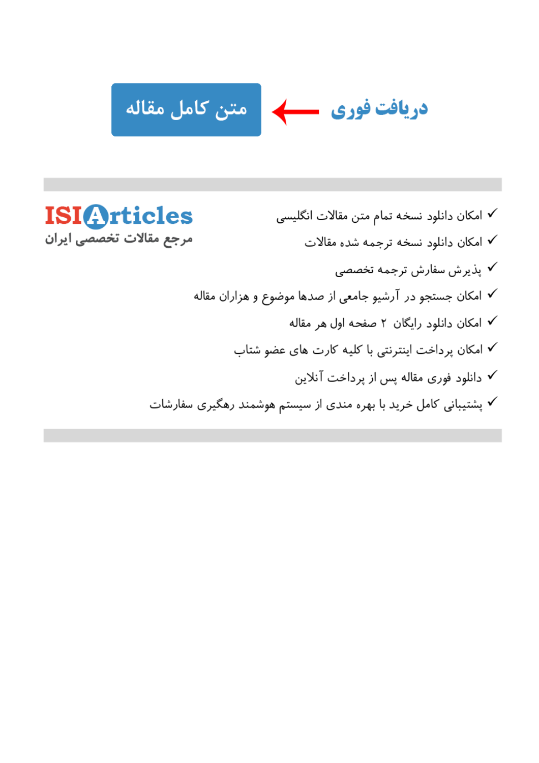دریافت فوری ← **متن کامل مقاله**

**ISIArticles**
مرجع مقالات تخصصی ایران

- ✓ امکان دانلود نسخه تمام متن مقالات انگلیسی
- ✓ امکان دانلود نسخه ترجمه شده مقالات
- ✓ پذیرش سفارش ترجمه تخصصی
- ✓ امکان جستجو در آرشیو جامعی از صدها موضوع و هزاران مقاله
- ✓ امکان دانلود رایگان ۲ صفحه اول هر مقاله
- ✓ امکان پرداخت اینترنتی با کلیه کارت های عضو شتاب
- ✓ دانلود فوری مقاله پس از پرداخت آنلاین
- ✓ پشتیبانی کامل خرید با بهره مندی از سیستم هوشمند رهگیری سفارشات